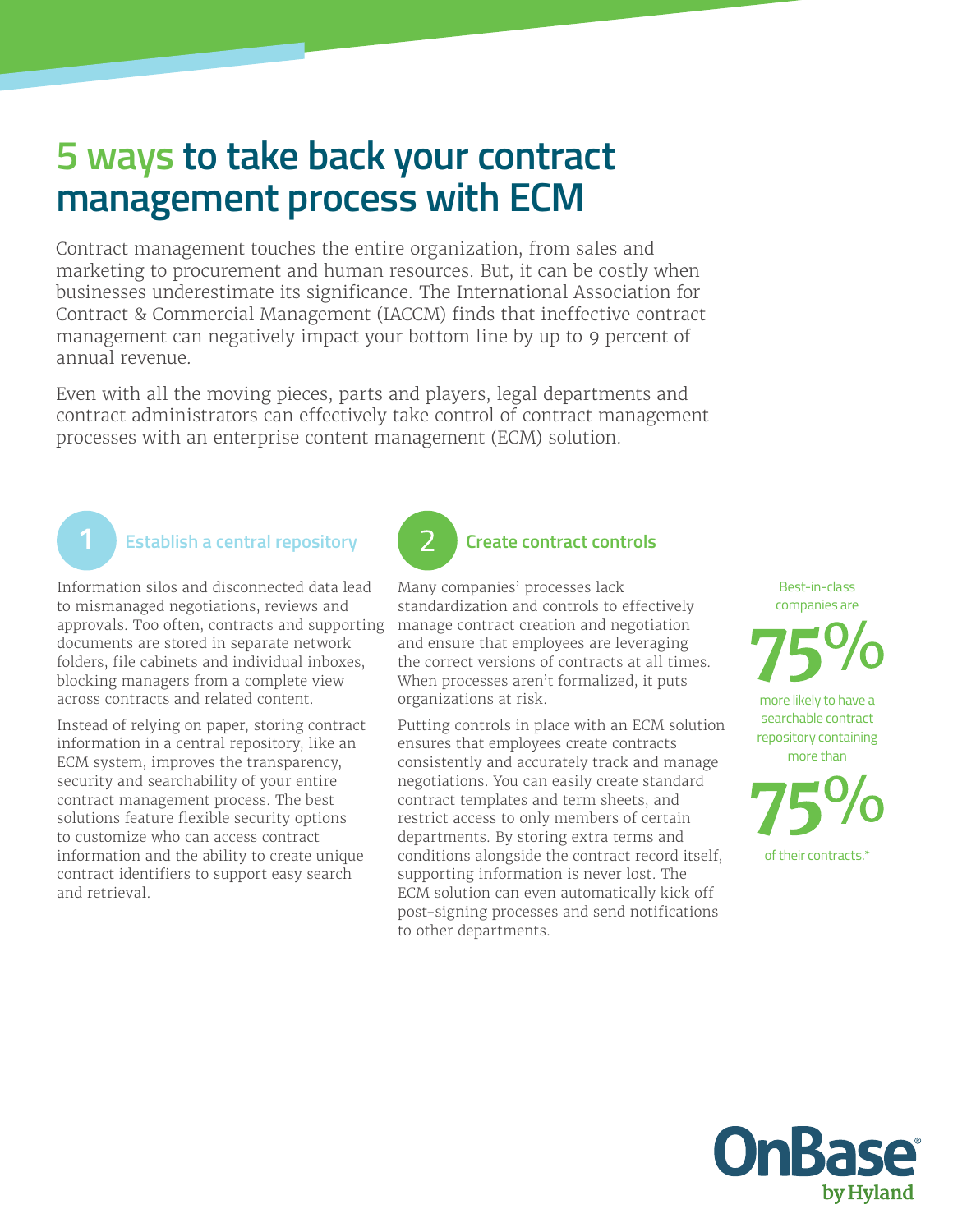# 5 ways to take back your contract management process with ECM

Contract management touches the entire organization, from sales and marketing to procurement and human resources. But, it can be costly when businesses underestimate its significance. The International Association for Contract & Commercial Management (IACCM) finds that ineffective contract management can negatively impact your bottom line by up to 9 percent of annual revenue.

Even with all the moving pieces, parts and players, legal departments and contract administrators can effectively take control of contract management processes with an enterprise content management (ECM) solution.

## 1 Establish a central repository

Information silos and disconnected data lead to mismanaged negotiations, reviews and approvals. Too often, contracts and supporting documents are stored in separate network folders, file cabinets and individual inboxes, blocking managers from a complete view across contracts and related content.

Instead of relying on paper, storing contract information in a central repository, like an ECM system, improves the transparency, security and searchability of your entire contract management process. The best solutions feature flexible security options to customize who can access contract information and the ability to create unique contract identifiers to support easy search and retrieval.

## 2 Create contract controls

Many companies' processes lack standardization and controls to effectively manage contract creation and negotiation and ensure that employees are leveraging the correct versions of contracts at all times. When processes aren't formalized, it puts organizations at risk.

Putting controls in place with an ECM solution ensures that employees create contracts consistently and accurately track and manage negotiations. You can easily create standard contract templates and term sheets, and restrict access to only members of certain departments. By storing extra terms and conditions alongside the contract record itself, supporting information is never lost. The ECM solution can even automatically kick off post-signing processes and send notifications to other departments.

Best-in-class companies are **75%** more likely to have a searchable contract repository containing more than **75%** of their contracts.*

OnBase by Hyland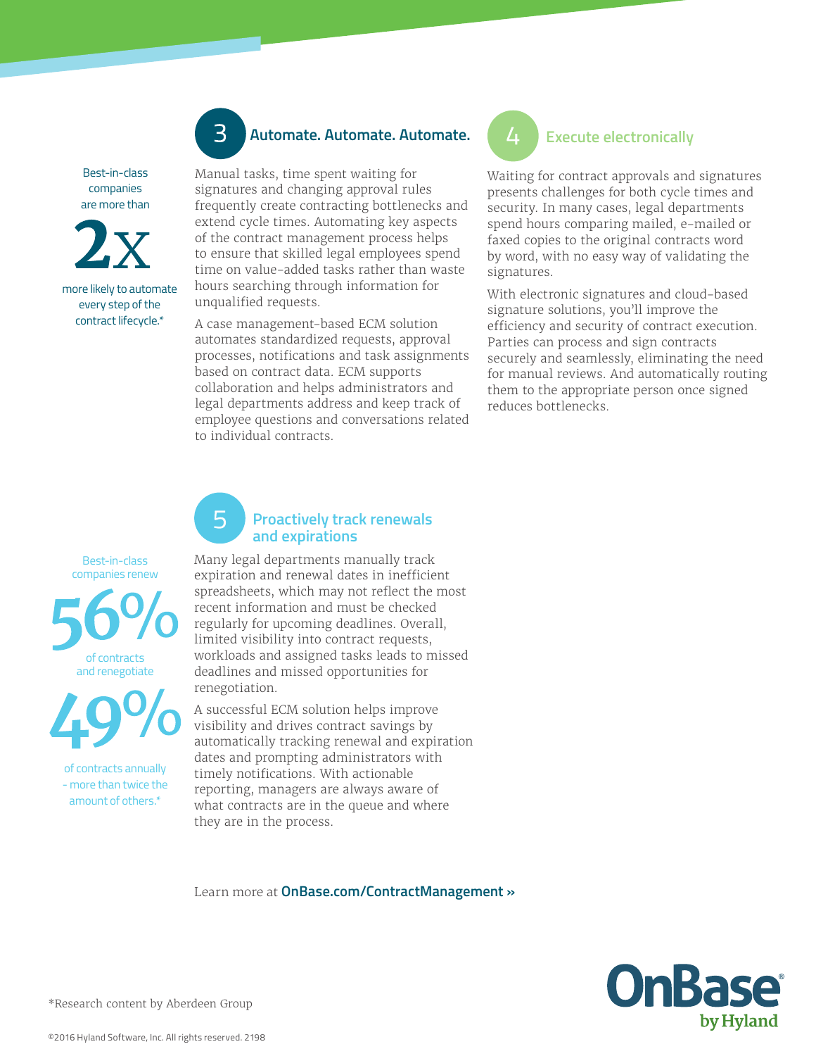Best-in-class companies are more than

**2X**

more likely to automate every step of the contract lifecycle.*

## 3 Automate. Automate. Automate.

Manual tasks, time spent waiting for signatures and changing approval rules frequently create contracting bottlenecks and extend cycle times. Automating key aspects of the contract management process helps to ensure that skilled legal employees spend time on value-added tasks rather than waste hours searching through information for unqualified requests.

A case management-based ECM solution automates standardized requests, approval processes, notifications and task assignments based on contract data. ECM supports collaboration and helps administrators and legal departments address and keep track of employee questions and conversations related to individual contracts.

## 4 Execute electronically

Waiting for contract approvals and signatures presents challenges for both cycle times and security. In many cases, legal departments spend hours comparing mailed, e-mailed or faxed copies to the original contracts word by word, with no easy way of validating the signatures.

With electronic signatures and cloud-based signature solutions, you'll improve the efficiency and security of contract execution. Parties can process and sign contracts securely and seamlessly, eliminating the need for manual reviews. And automatically routing them to the appropriate person once signed reduces bottlenecks.

Best-in-class companies renew

**56%**

of contracts and renegotiate

**49%**

of contracts annually - more than twice the amount of others.*

## 5 Proactively track renewals and expirations

Many legal departments manually track expiration and renewal dates in inefficient spreadsheets, which may not reflect the most recent information and must be checked regularly for upcoming deadlines. Overall, limited visibility into contract requests, workloads and assigned tasks leads to missed deadlines and missed opportunities for renegotiation.

A successful ECM solution helps improve visibility and drives contract savings by automatically tracking renewal and expiration dates and prompting administrators with timely notifications. With actionable reporting, managers are always aware of what contracts are in the queue and where they are in the process.

Learn more at **OnBase.com/ContractManagement ››**

*Research content by Aberdeen Group

OnBase® by Hyland

©2016 Hyland Software, Inc. All rights reserved. 2198